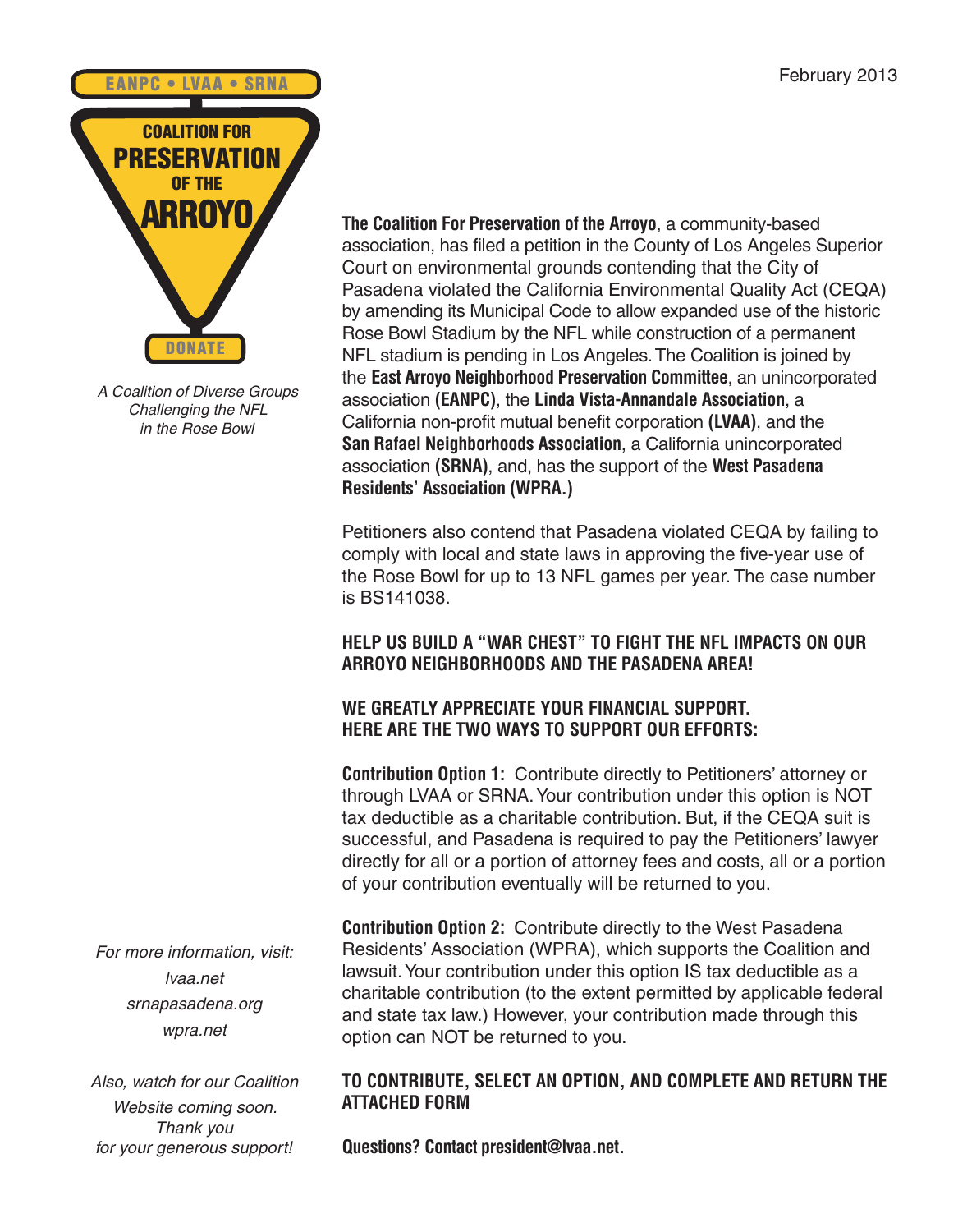February 2013

EANPC • LVAA • SRNA

# COALITION FOR PRESERVATION OF THE ARROYO

DONATE

*A Coalition of Diverse Groups Challenging the NFL in the Rose Bowl*

**The Coalition For Preservation of the Arroyo**, a community-based association, has filed a petition in the County of Los Angeles Superior Court on environmental grounds contending that the City of Pasadena violated the California Environmental Quality Act (CEQA) by amending its Municipal Code to allow expanded use of the historic Rose Bowl Stadium by the NFL while construction of a permanent NFL stadium is pending in Los Angeles. The Coalition is joined by the **East Arroyo Neighborhood Preservation Committee**, an unincorporated association **(EANPC)**, the **Linda Vista-Annandale Association**, a California non-profit mutual benefit corporation **(LVAA)**, and the **San Rafael Neighborhoods Association**, a California unincorporated association **(SRNA)**, and, has the support of the **West Pasadena Residents' Association (WPRA.)**

Petitioners also contend that Pasadena violated CEQA by failing to comply with local and state laws in approving the five-year use of the Rose Bowl for up to 13 NFL games per year. The case number is BS141038.

**HELP US BUILD A "WAR CHEST" TO FIGHT THE NFL IMPACTS ON OUR ARROYO NEIGHBORHOODS AND THE PASADENA AREA!**

**WE GREATLY APPRECIATE YOUR FINANCIAL SUPPORT.**
**HERE ARE THE TWO WAYS TO SUPPORT OUR EFFORTS:**

**Contribution Option 1:** Contribute directly to Petitioners' attorney or through LVAA or SRNA. Your contribution under this option is NOT tax deductible as a charitable contribution. But, if the CEQA suit is successful, and Pasadena is required to pay the Petitioners' lawyer directly for all or a portion of attorney fees and costs, all or a portion of your contribution eventually will be returned to you.

**Contribution Option 2:** Contribute directly to the West Pasadena Residents' Association (WPRA), which supports the Coalition and lawsuit. Your contribution under this option IS tax deductible as a charitable contribution (to the extent permitted by applicable federal and state tax law.) However, your contribution made through this option can NOT be returned to you.

**TO CONTRIBUTE, SELECT AN OPTION, AND COMPLETE AND RETURN THE ATTACHED FORM**

**Questions? Contact president@lvaa.net.**

*For more information, visit:*
*lvaa.net*
*srnapasadena.org*
*wpra.net*

*Also, watch for our Coalition Website coming soon.*
*Thank you for your generous support!*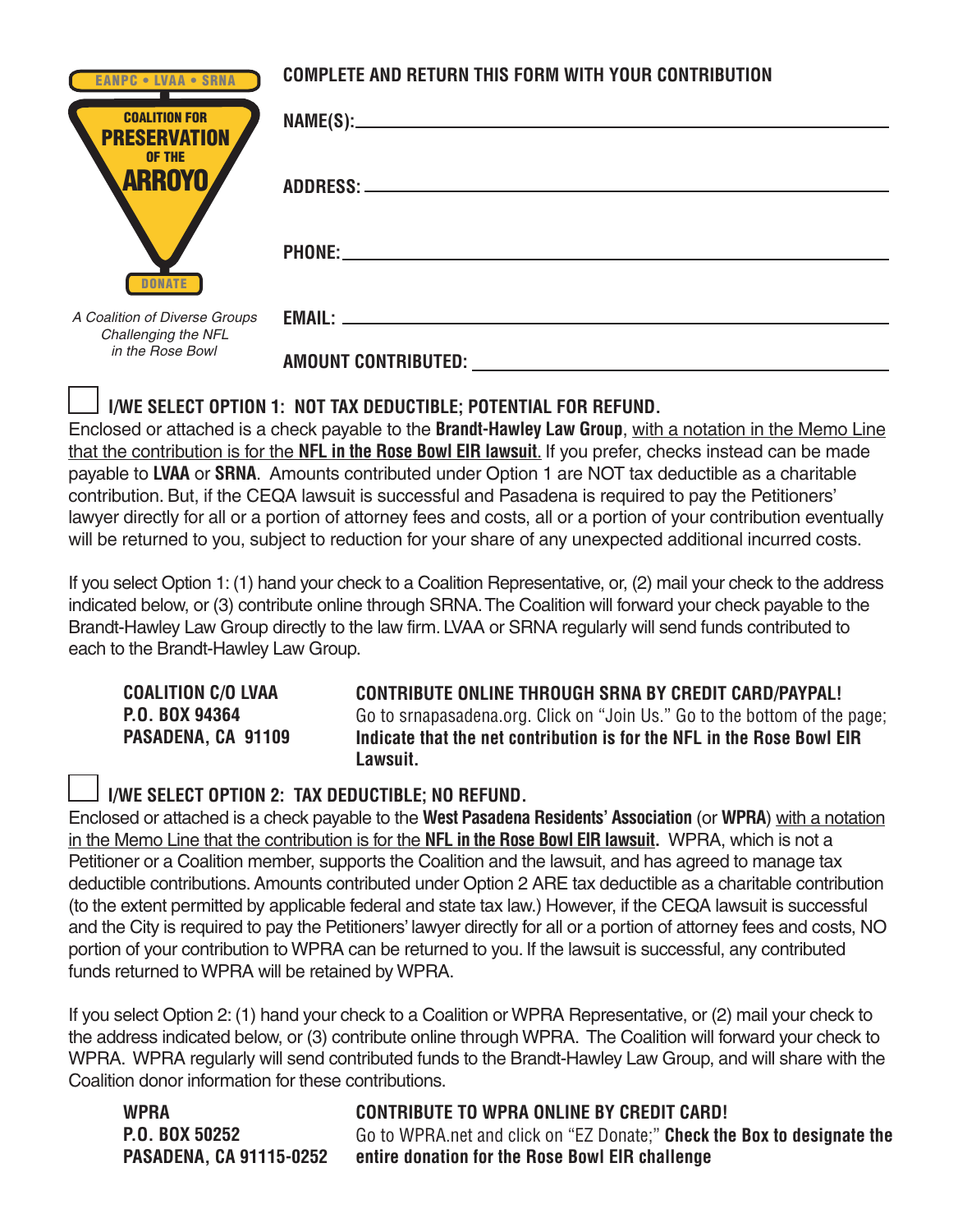EANPC • LVAA • SRNA

**COALITION FOR PRESERVATION OF THE ARROYO**

DONATE

*A Coalition of Diverse Groups Challenging the NFL in the Rose Bowl*

**COMPLETE AND RETURN THIS FORM WITH YOUR CONTRIBUTION**

**NAME(S):** ______________________________

**ADDRESS:** ______________________________

**PHONE:** ______________________________

**EMAIL:** ______________________________

**AMOUNT CONTRIBUTED:** ______________________________

☐ **I/WE SELECT OPTION 1: NOT TAX DEDUCTIBLE; POTENTIAL FOR REFUND.**

Enclosed or attached is a check payable to the **Brandt-Hawley Law Group**, with a notation in the Memo Line that the contribution is for the **NFL in the Rose Bowl EIR lawsuit**. If you prefer, checks instead can be made payable to **LVAA** or **SRNA**. Amounts contributed under Option 1 are NOT tax deductible as a charitable contribution. But, if the CEQA lawsuit is successful and Pasadena is required to pay the Petitioners' lawyer directly for all or a portion of attorney fees and costs, all or a portion of your contribution eventually will be returned to you, subject to reduction for your share of any unexpected additional incurred costs.

If you select Option 1: (1) hand your check to a Coalition Representative, or, (2) mail your check to the address indicated below, or (3) contribute online through SRNA. The Coalition will forward your check payable to the Brandt-Hawley Law Group directly to the law firm. LVAA or SRNA regularly will send funds contributed to each to the Brandt-Hawley Law Group.

**COALITION C/O LVAA**
**P.O. BOX 94364**
**PASADENA, CA 91109**

**CONTRIBUTE ONLINE THROUGH SRNA BY CREDIT CARD/PAYPAL!**
Go to srnapasadena.org. Click on "Join Us." Go to the bottom of the page; **Indicate that the net contribution is for the NFL in the Rose Bowl EIR Lawsuit.**

☐ **I/WE SELECT OPTION 2: TAX DEDUCTIBLE; NO REFUND.**

Enclosed or attached is a check payable to the **West Pasadena Residents' Association** (or **WPRA**) with a notation in the Memo Line that the contribution is for the **NFL in the Rose Bowl EIR lawsuit.** WPRA, which is not a Petitioner or a Coalition member, supports the Coalition and the lawsuit, and has agreed to manage tax deductible contributions. Amounts contributed under Option 2 ARE tax deductible as a charitable contribution (to the extent permitted by applicable federal and state tax law.) However, if the CEQA lawsuit is successful and the City is required to pay the Petitioners' lawyer directly for all or a portion of attorney fees and costs, NO portion of your contribution to WPRA can be returned to you. If the lawsuit is successful, any contributed funds returned to WPRA will be retained by WPRA.

If you select Option 2: (1) hand your check to a Coalition or WPRA Representative, or (2) mail your check to the address indicated below, or (3) contribute online through WPRA. The Coalition will forward your check to WPRA. WPRA regularly will send contributed funds to the Brandt-Hawley Law Group, and will share with the Coalition donor information for these contributions.

**WPRA**
**P.O. BOX 50252**
**PASADENA, CA 91115-0252**

**CONTRIBUTE TO WPRA ONLINE BY CREDIT CARD!**
Go to WPRA.net and click on "EZ Donate;" **Check the Box to designate the entire donation for the Rose Bowl EIR challenge**